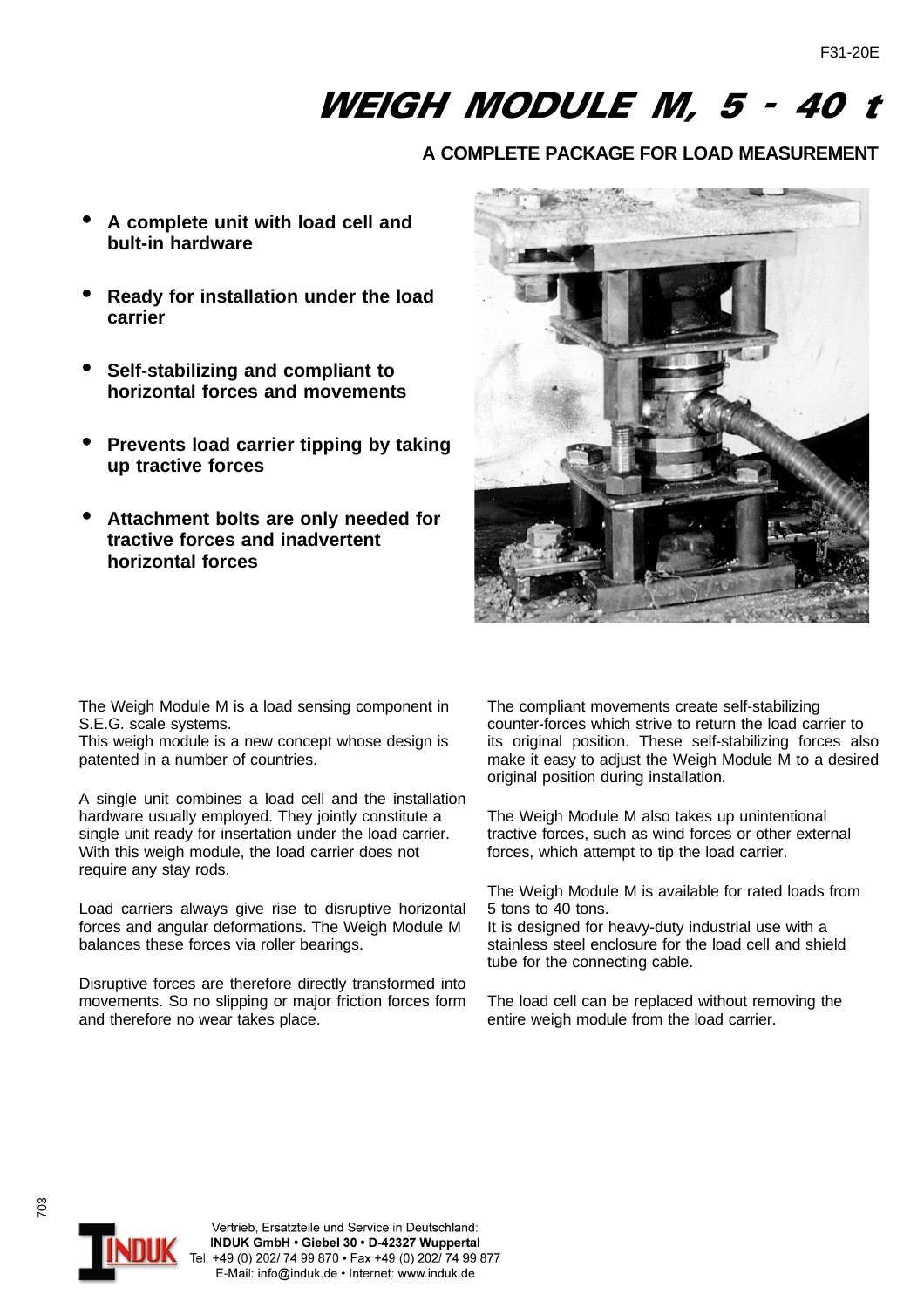F31-20E

# WEIGH MODULE M, 5 - 40 t

### A COMPLETE PACKAGE FOR LOAD MEASUREMENT

- **A complete unit with load cell and bult-in hardware**
- **Ready for installation under the load carrier**
- **Self-stabilizing and compliant to horizontal forces and movements**
- **Prevents load carrier tipping by taking up tractive forces**
- **Attachment bolts are only needed for tractive forces and inadvertent horizontal forces**

The Weigh Module M is a load sensing component in S.E.G. scale systems.
This weigh module is a new concept whose design is patented in a number of countries.

A single unit combines a load cell and the installation hardware usually employed. They jointly constitute a single unit ready for insertation under the load carrier. With this weigh module, the load carrier does not require any stay rods.

Load carriers always give rise to disruptive horizontal forces and angular deformations. The Weigh Module M balances these forces via roller bearings.

Disruptive forces are therefore directly transformed into movements. So no slipping or major friction forces form and therefore no wear takes place.

The compliant movements create self-stabilizing counter-forces which strive to return the load carrier to its original position. These self-stabilizing forces also make it easy to adjust the Weigh Module M to a desired original position during installation.

The Weigh Module M also takes up unintentional tractive forces, such as wind forces or other external forces, which attempt to tip the load carrier.

The Weigh Module M is available for rated loads from 5 tons to 40 tons.
It is designed for heavy-duty industrial use with a stainless steel enclosure for the load cell and shield tube for the connecting cable.

The load cell can be replaced without removing the entire weigh module from the load carrier.

703

Vertrieb, Ersatzteile und Service in Deutschland:
**INDUK GmbH • Giebel 30 • D-42327 Wuppertal**
Tel. +49 (0) 202/ 74 99 870 • Fax +49 (0) 202/ 74 99 877
E-Mail: info@induk.de • Internet: www.induk.de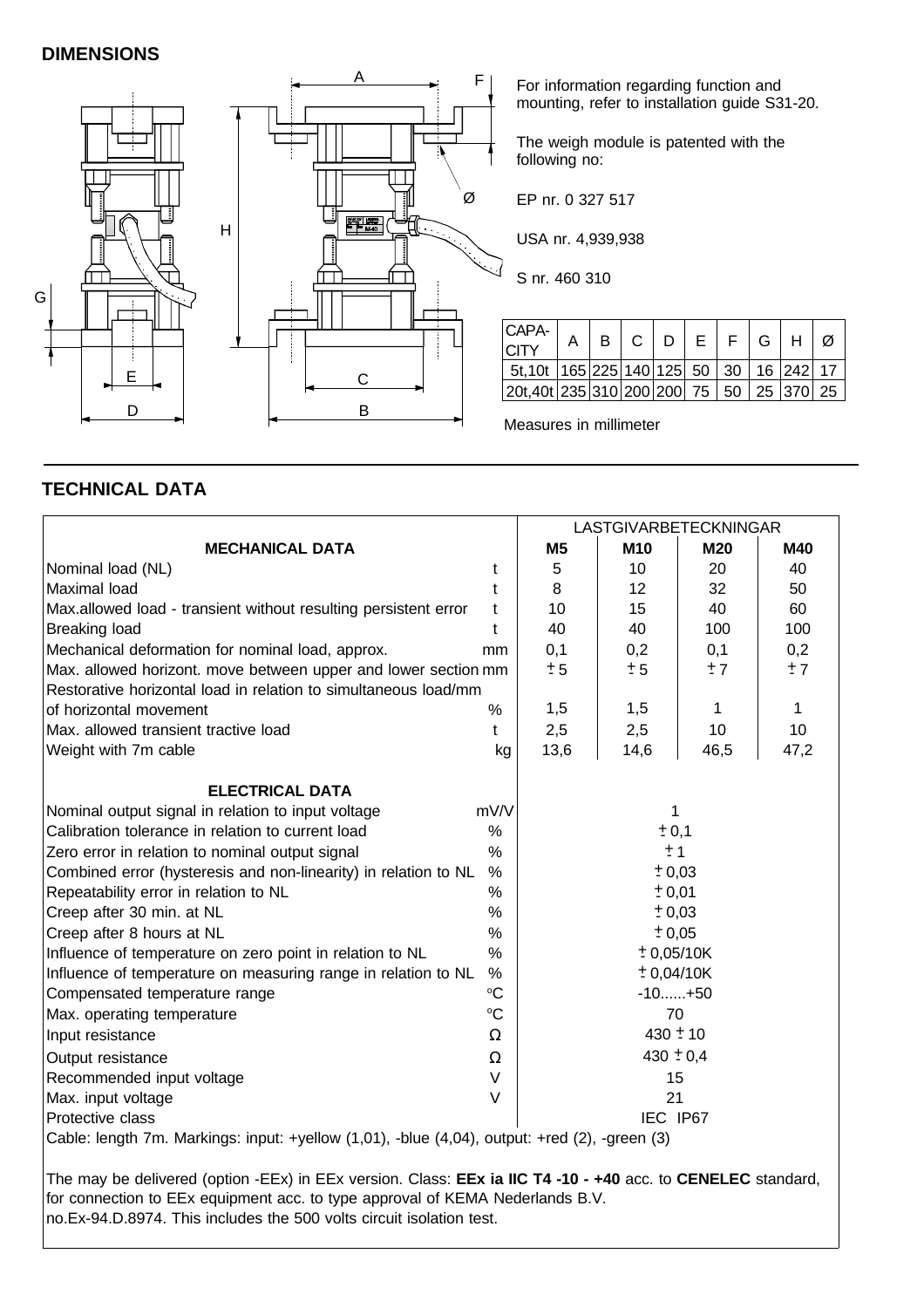## DIMENSIONS

A
F
Ø
H
G
E
D
C
B

For information regarding function and mounting, refer to installation guide S31-20.

The weigh module is patented with the following no:

EP nr. 0 327 517

USA nr. 4,939,938

S nr. 460 310

| CAPA-CITY | A | B | C | D | E | F | G | H | Ø |
|---|---|---|---|---|---|---|---|---|---|
| 5t,10t | 165 | 225 | 140 | 125 | 50 | 30 | 16 | 242 | 17 |
| 20t,40t | 235 | 310 | 200 | 200 | 75 | 50 | 25 | 370 | 25 |

Measures in millimeter

## TECHNICAL DATA

| | | LASTGIVARBETECKNINGAR | | | |
|---|---|---|---|---|---|
| **MECHANICAL DATA** | | **M5** | **M10** | **M20** | **M40** |
| Nominal load (NL) | t | 5 | 10 | 20 | 40 |
| Maximal load | t | 8 | 12 | 32 | 50 |
| Max.allowed load - transient without resulting persistent error | t | 10 | 15 | 40 | 60 |
| Breaking load | t | 40 | 40 | 100 | 100 |
| Mechanical deformation for nominal load, approx. | mm | 0,1 | 0,2 | 0,1 | 0,2 |
| Max. allowed horizont. move between upper and lower section | mm | ± 5 | ± 5 | ± 7 | ± 7 |
| Restorative horizontal load in relation to simultaneous load/mm of horizontal movement | % | 1,5 | 1,5 | 1 | 1 |
| Max. allowed transient tractive load | t | 2,5 | 2,5 | 10 | 10 |
| Weight with 7m cable | kg | 13,6 | 14,6 | 46,5 | 47,2 |
| **ELECTRICAL DATA** | | | | | |
| Nominal output signal in relation to input voltage | mV/V | 1 | | | |
| Calibration tolerance in relation to current load | % | ± 0,1 | | | |
| Zero error in relation to nominal output signal | % | ± 1 | | | |
| Combined error (hysteresis and non-linearity) in relation to NL | % | ± 0,03 | | | |
| Repeatability error in relation to NL | % | ± 0,01 | | | |
| Creep after 30 min. at NL | % | ± 0,03 | | | |
| Creep after 8 hours at NL | % | ± 0,05 | | | |
| Influence of temperature on zero point in relation to NL | % | ± 0,05/10K | | | |
| Influence of temperature on measuring range in relation to NL | % | ± 0,04/10K | | | |
| Compensated temperature range | °C | -10......+50 | | | |
| Max. operating temperature | °C | 70 | | | |
| Input resistance | Ω | 430 ± 10 | | | |
| Output resistance | Ω | 430 ± 0,4 | | | |
| Recommended input voltage | V | 15 | | | |
| Max. input voltage | V | 21 | | | |
| Protective class | | IEC IP67 | | | |

Cable: length 7m. Markings: input: +yellow (1,01), -blue (4,04), output: +red (2), -green (3)

The may be delivered (option -EEx) in EEx version. Class: **EEx ia IIC T4 -10 - +40** acc. to **CENELEC** standard, for connection to EEx equipment acc. to type approval of KEMA Nederlands B.V. no.Ex-94.D.8974. This includes the 500 volts circuit isolation test.